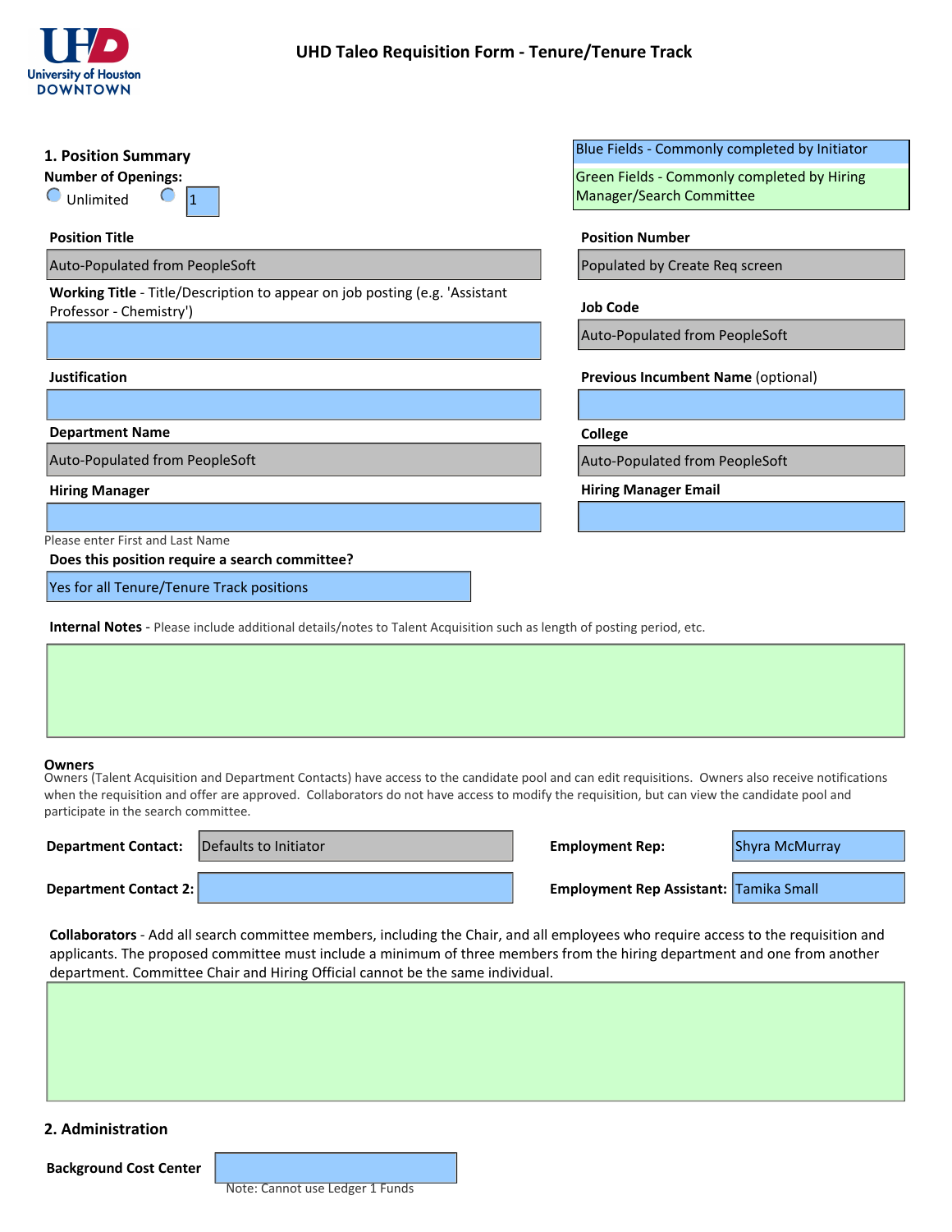UHD University of Houston DOWNTOWN

# UHD Taleo Requisition Form - Tenure/Tenure Track

Blue Fields - Commonly completed by Initiator

Green Fields - Commonly completed by Hiring Manager/Search Committee

## 1. Position Summary

**Number of Openings:**

Unlimited   1

**Position Title**

Auto-Populated from PeopleSoft

**Position Number**

Populated by Create Req screen

**Working Title** - Title/Description to appear on job posting (e.g. 'Assistant Professor - Chemistry')

**Job Code**

Auto-Populated from PeopleSoft

**Justification**

**Previous Incumbent Name** (optional)

**Department Name**

Auto-Populated from PeopleSoft

**College**

Auto-Populated from PeopleSoft

**Hiring Manager**

**Hiring Manager Email**

Please enter First and Last Name

**Does this position require a search committee?**

Yes for all Tenure/Tenure Track positions

**Internal Notes** - Please include additional details/notes to Talent Acquisition such as length of posting period, etc.

**Owners**

Owners (Talent Acquisition and Department Contacts) have access to the candidate pool and can edit requisitions. Owners also receive notifications when the requisition and offer are approved. Collaborators do not have access to modify the requisition, but can view the candidate pool and participate in the search committee.

**Department Contact:** Defaults to Initiator

**Employment Rep:** Shyra McMurray

**Department Contact 2:**

**Employment Rep Assistant:** Tamika Small

**Collaborators** - Add all search committee members, including the Chair, and all employees who require access to the requisition and applicants. The proposed committee must include a minimum of three members from the hiring department and one from another department. Committee Chair and Hiring Official cannot be the same individual.

## 2. Administration

**Background Cost Center**

Note: Cannot use Ledger 1 Funds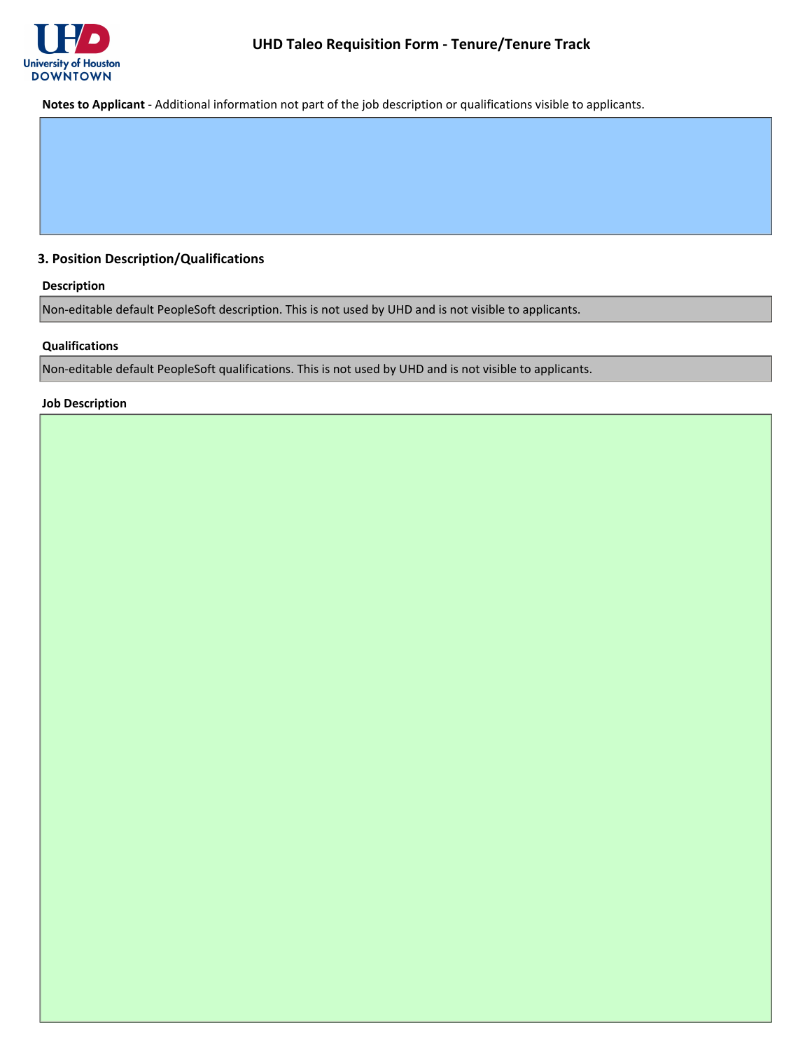# UHD Taleo Requisition Form - Tenure/Tenure Track

**Notes to Applicant** - Additional information not part of the job description or qualifications visible to applicants.

## 3. Position Description/Qualifications

**Description**

Non-editable default PeopleSoft description. This is not used by UHD and is not visible to applicants.

**Qualifications**

Non-editable default PeopleSoft qualifications. This is not used by UHD and is not visible to applicants.

**Job Description**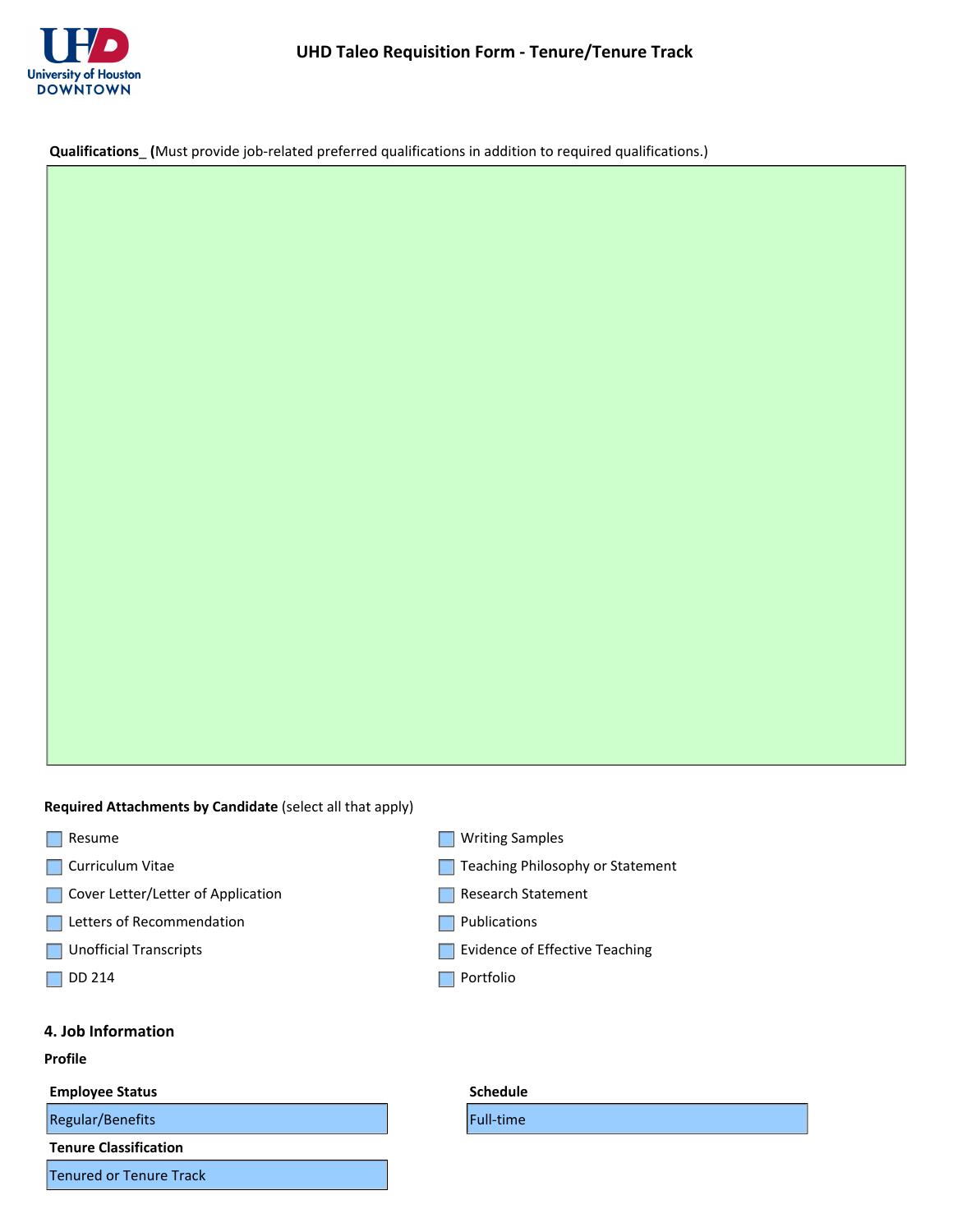**Qualifications_ (**Must provide job-related preferred qualifications in addition to required qualifications.)

**Required Attachments by Candidate** (select all that apply)

- ☐ Resume
- ☐ Curriculum Vitae
- ☐ Cover Letter/Letter of Application
- ☐ Letters of Recommendation
- ☐ Unofficial Transcripts
- ☐ DD 214
- ☐ Writing Samples
- ☐ Teaching Philosophy or Statement
- ☐ Research Statement
- ☐ Publications
- ☐ Evidence of Effective Teaching
- ☐ Portfolio

## 4. Job Information

**Profile**

**Employee Status**

Regular/Benefits

**Schedule**

Full-time

**Tenure Classification**

Tenured or Tenure Track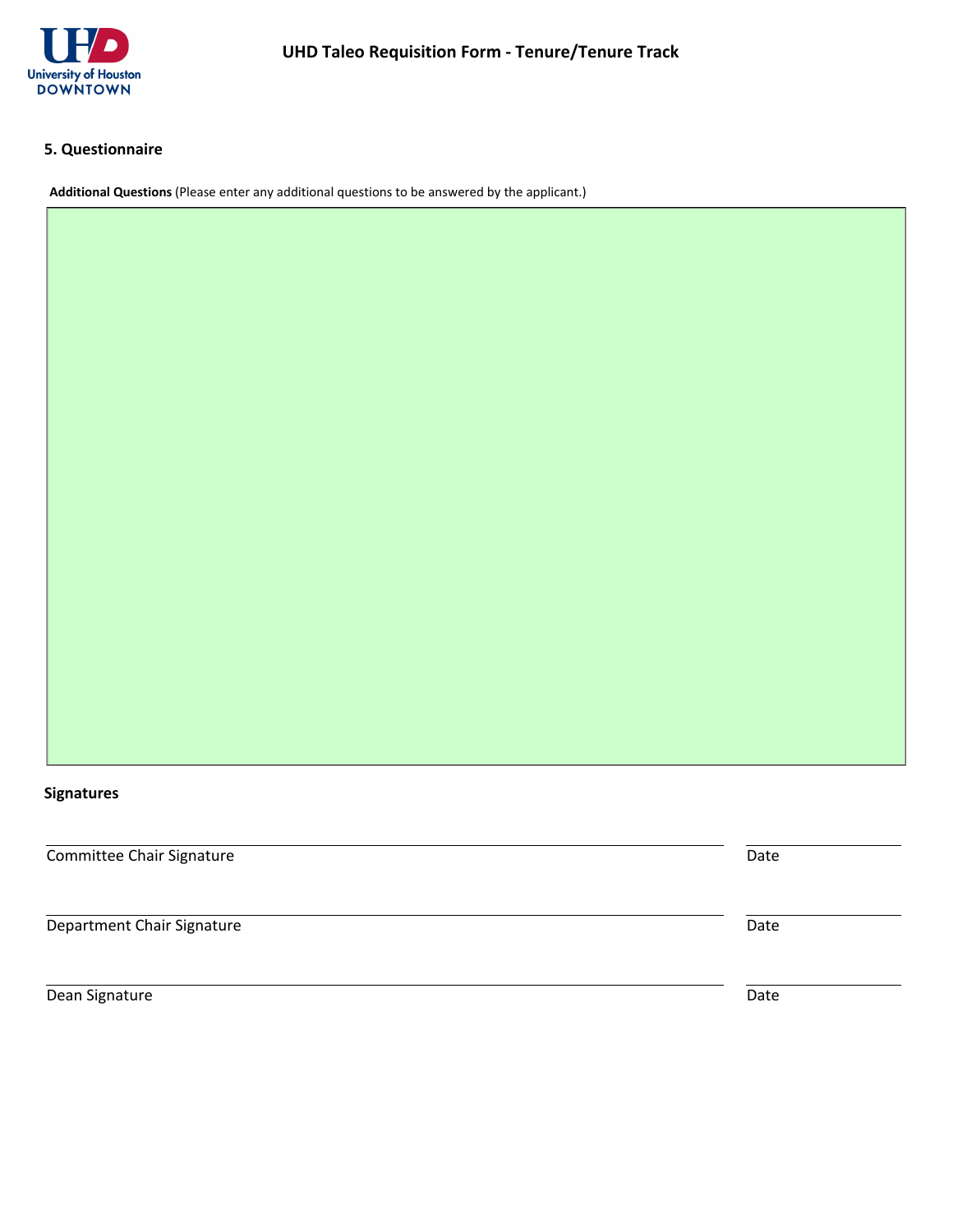# UHD Taleo Requisition Form - Tenure/Tenure Track

## 5. Questionnaire

**Additional Questions** (Please enter any additional questions to be answered by the applicant.)

## Signatures

Committee Chair Signature ______________________ Date __________

Department Chair Signature ______________________ Date __________

Dean Signature ______________________ Date __________